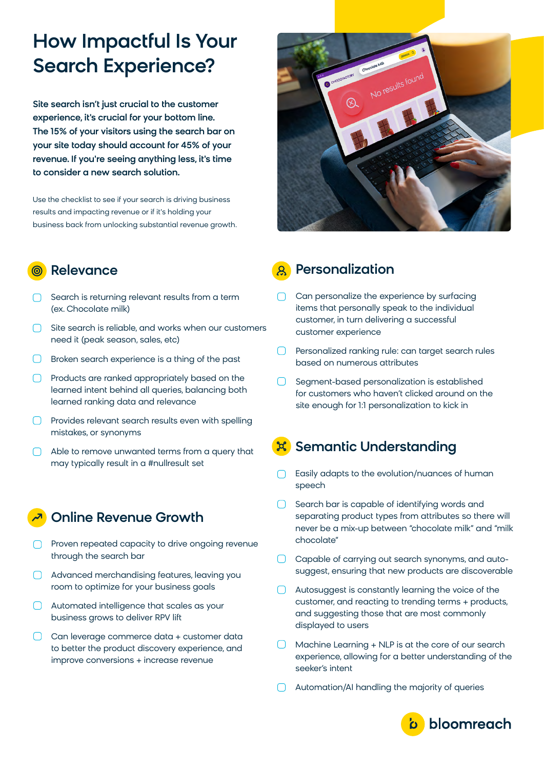# How Impactful Is Your Search Experience?

**Site search isn't just crucial to the customer experience, it's crucial for your bottom line. The 15% of your visitors using the search bar on your site today should account for 45% of your revenue. If you're seeing anything less, it's time to consider a new search solution.**

Use the checklist to see if your search is driving business results and impacting revenue or if it's holding your business back from unlocking substantial revenue growth.

## Relevance

- [ ] Search is returning relevant results from a term (ex. Chocolate milk)
- [ ] Site search is reliable, and works when our customers need it (peak season, sales, etc)
- [ ] Broken search experience is a thing of the past
- [ ] Products are ranked appropriately based on the learned intent behind all queries, balancing both learned ranking data and relevance
- [ ] Provides relevant search results even with spelling mistakes, or synonyms
- [ ] Able to remove unwanted terms from a query that may typically result in a #nullresult set

## Online Revenue Growth

- [ ] Proven repeated capacity to drive ongoing revenue through the search bar
- [ ] Advanced merchandising features, leaving you room to optimize for your business goals
- [ ] Automated intelligence that scales as your business grows to deliver RPV lift
- [ ] Can leverage commerce data + customer data to better the product discovery experience, and improve conversions + increase revenue

## Personalization

- [ ] Can personalize the experience by surfacing items that personally speak to the individual customer, in turn delivering a successful customer experience
- [ ] Personalized ranking rule: can target search rules based on numerous attributes
- [ ] Segment-based personalization is established for customers who haven't clicked around on the site enough for 1:1 personalization to kick in

## Semantic Understanding

- [ ] Easily adapts to the evolution/nuances of human speech
- [ ] Search bar is capable of identifying words and separating product types from attributes so there will never be a mix-up between "chocolate milk" and "milk chocolate"
- [ ] Capable of carrying out search synonyms, and auto-suggest, ensuring that new products are discoverable
- [ ] Autosuggest is constantly learning the voice of the customer, and reacting to trending terms + products, and suggesting those that are most commonly displayed to users
- [ ] Machine Learning + NLP is at the core of our search experience, allowing for a better understanding of the seeker's intent
- [ ] Automation/AI handling the majority of queries

bloomreach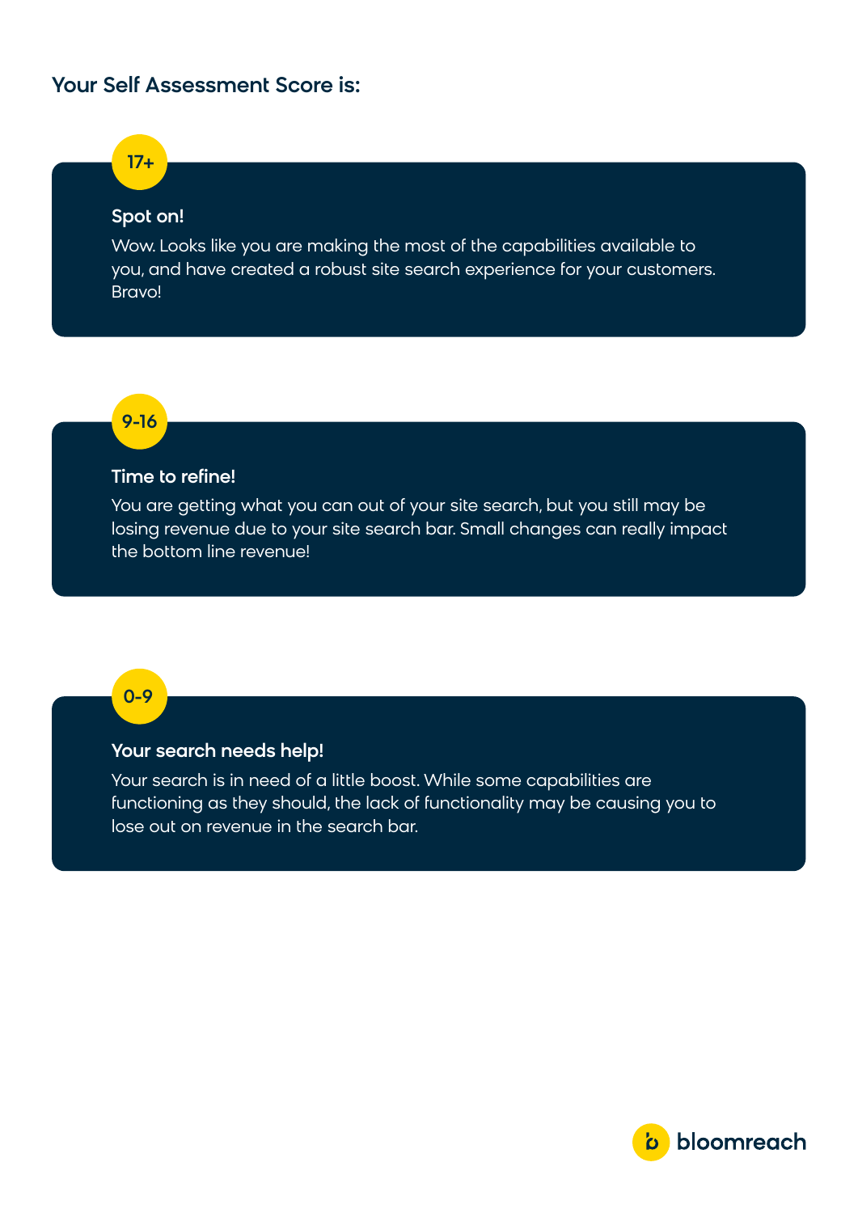## Your Self Assessment Score is:

**17+**

### Spot on!

Wow. Looks like you are making the most of the capabilities available to you, and have created a robust site search experience for your customers. Bravo!

**9-16**

### Time to refine!

You are getting what you can out of your site search, but you still may be losing revenue due to your site search bar. Small changes can really impact the bottom line revenue!

**0-9**

### Your search needs help!

Your search is in need of a little boost. While some capabilities are functioning as they should, the lack of functionality may be causing you to lose out on revenue in the search bar.

bloomreach